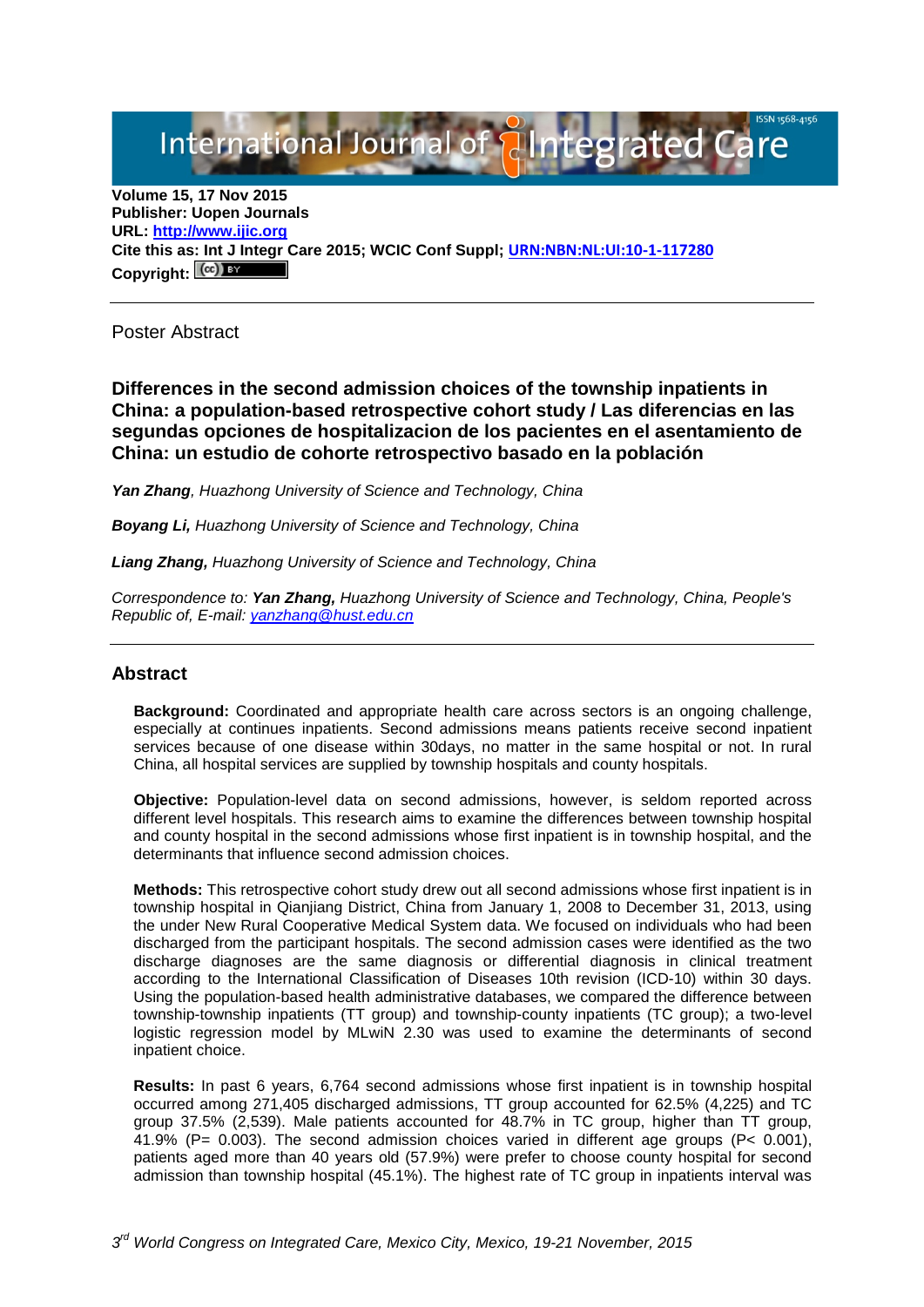Volume 15, 17 Nov 2015
**Publisher: Uopen Journals**
**URL: [http://www.ijic.org](http://www.ijic.org)**
**Cite this as: Int J Integr Care 2015; WCIC Conf Suppl; [URN:NBN:NL:UI:10-1-117280](URN:NBN:NL:UI:10-1-117280)**
**Copyright:**

---

Poster Abstract

## Differences in the second admission choices of the township inpatients in China: a population-based retrospective cohort study / Las diferencias en las segundas opciones de hospitalizacion de los pacientes en el asentamiento de China: un estudio de cohorte retrospectivo basado en la población

***Yan Zhang**, Huazhong University of Science and Technology, China*

***Boyang Li,** Huazhong University of Science and Technology, China*

***Liang Zhang,** Huazhong University of Science and Technology, China*

*Correspondence to: **Yan Zhang,** Huazhong University of Science and Technology, China, People's Republic of, E-mail: [yanzhang@hust.edu.cn](mailto:yanzhang@hust.edu.cn)*

---

## Abstract

**Background:** Coordinated and appropriate health care across sectors is an ongoing challenge, especially at continues inpatients. Second admissions means patients receive second inpatient services because of one disease within 30days, no matter in the same hospital or not. In rural China, all hospital services are supplied by township hospitals and county hospitals.

**Objective:** Population-level data on second admissions, however, is seldom reported across different level hospitals. This research aims to examine the differences between township hospital and county hospital in the second admissions whose first inpatient is in township hospital, and the determinants that influence second admission choices.

**Methods:** This retrospective cohort study drew out all second admissions whose first inpatient is in township hospital in Qianjiang District, China from January 1, 2008 to December 31, 2013, using the under New Rural Cooperative Medical System data. We focused on individuals who had been discharged from the participant hospitals. The second admission cases were identified as the two discharge diagnoses are the same diagnosis or differential diagnosis in clinical treatment according to the International Classification of Diseases 10th revision (ICD-10) within 30 days. Using the population-based health administrative databases, we compared the difference between township-township inpatients (TT group) and township-county inpatients (TC group); a two-level logistic regression model by MLwiN 2.30 was used to examine the determinants of second inpatient choice.

**Results:** In past 6 years, 6,764 second admissions whose first inpatient is in township hospital occurred among 271,405 discharged admissions, TT group accounted for 62.5% (4,225) and TC group 37.5% (2,539). Male patients accounted for 48.7% in TC group, higher than TT group, 41.9% ($P= 0.003$). The second admission choices varied in different age groups ($P< 0.001$), patients aged more than 40 years old (57.9%) were prefer to choose county hospital for second admission than township hospital (45.1%). The highest rate of TC group in inpatients interval was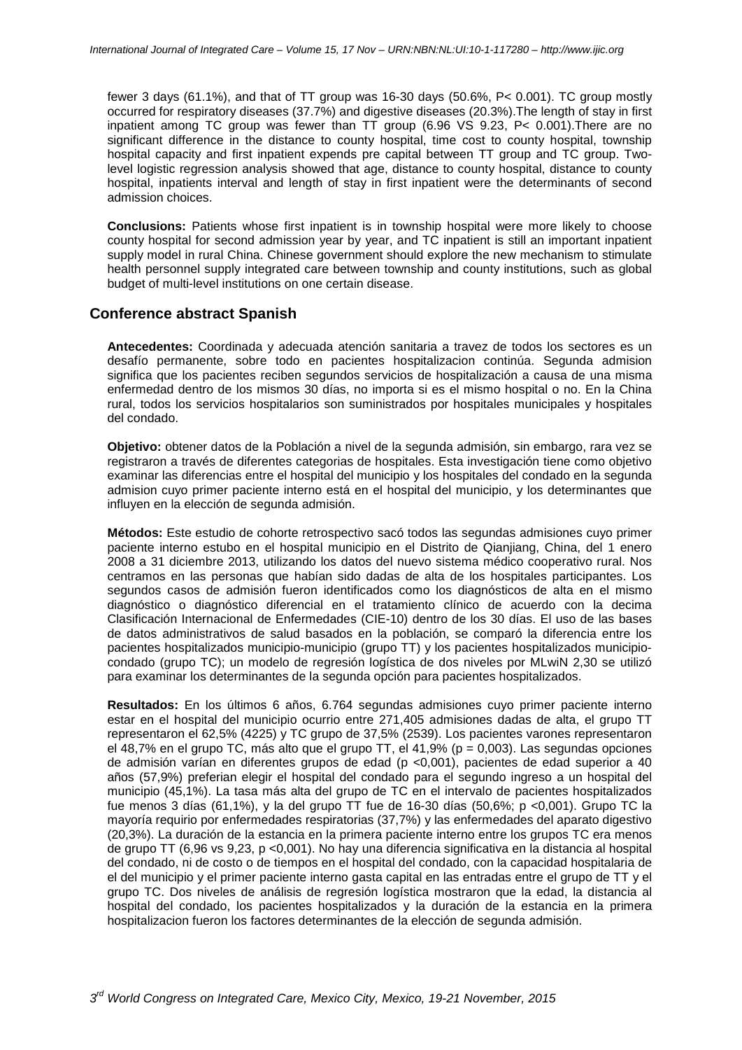fewer 3 days (61.1%), and that of TT group was 16-30 days (50.6%, P< 0.001). TC group mostly occurred for respiratory diseases (37.7%) and digestive diseases (20.3%).The length of stay in first inpatient among TC group was fewer than TT group (6.96 VS 9.23, P< 0.001).There are no significant difference in the distance to county hospital, time cost to county hospital, township hospital capacity and first inpatient expends pre capital between TT group and TC group. Two-level logistic regression analysis showed that age, distance to county hospital, distance to county hospital, inpatients interval and length of stay in first inpatient were the determinants of second admission choices.

**Conclusions:** Patients whose first inpatient is in township hospital were more likely to choose county hospital for second admission year by year, and TC inpatient is still an important inpatient supply model in rural China. Chinese government should explore the new mechanism to stimulate health personnel supply integrated care between township and county institutions, such as global budget of multi-level institutions on one certain disease.

## Conference abstract Spanish

**Antecedentes:** Coordinada y adecuada atención sanitaria a travez de todos los sectores es un desafío permanente, sobre todo en pacientes hospitalizacion continúa. Segunda admision significa que los pacientes reciben segundos servicios de hospitalización a causa de una misma enfermedad dentro de los mismos 30 días, no importa si es el mismo hospital o no. En la China rural, todos los servicios hospitalarios son suministrados por hospitales municipales y hospitales del condado.

**Objetivo:** obtener datos de la Población a nivel de la segunda admisión, sin embargo, rara vez se registraron a través de diferentes categorias de hospitales. Esta investigación tiene como objetivo examinar las diferencias entre el hospital del municipio y los hospitales del condado en la segunda admision cuyo primer paciente interno está en el hospital del municipio, y los determinantes que influyen en la elección de segunda admisión.

**Métodos:** Este estudio de cohorte retrospectivo sacó todos las segundas admisiones cuyo primer paciente interno estubo en el hospital municipio en el Distrito de Qianjiang, China, del 1 enero 2008 a 31 diciembre 2013, utilizando los datos del nuevo sistema médico cooperativo rural. Nos centramos en las personas que habían sido dadas de alta de los hospitales participantes. Los segundos casos de admisión fueron identificados como los diagnósticos de alta en el mismo diagnóstico o diagnóstico diferencial en el tratamiento clínico de acuerdo con la decima Clasificación Internacional de Enfermedades (CIE-10) dentro de los 30 días. El uso de las bases de datos administrativos de salud basados en la población, se comparó la diferencia entre los pacientes hospitalizados municipio-municipio (grupo TT) y los pacientes hospitalizados municipio-condado (grupo TC); un modelo de regresión logística de dos niveles por MLwiN 2,30 se utilizó para examinar los determinantes de la segunda opción para pacientes hospitalizados.

**Resultados:** En los últimos 6 años, 6.764 segundas admisiones cuyo primer paciente interno estar en el hospital del municipio ocurrio entre 271,405 admisiones dadas de alta, el grupo TT representaron el 62,5% (4225) y TC grupo de 37,5% (2539). Los pacientes varones representaron el 48,7% en el grupo TC, más alto que el grupo TT, el 41,9% (p = 0,003). Las segundas opciones de admisión varían en diferentes grupos de edad (p <0,001), pacientes de edad superior a 40 años (57,9%) preferian elegir el hospital del condado para el segundo ingreso a un hospital del municipio (45,1%). La tasa más alta del grupo de TC en el intervalo de pacientes hospitalizados fue menos 3 días (61,1%), y la del grupo TT fue de 16-30 días (50,6%; p <0,001). Grupo TC la mayoría requirio por enfermedades respiratorias (37,7%) y las enfermedades del aparato digestivo (20,3%). La duración de la estancia en la primera paciente interno entre los grupos TC era menos de grupo TT (6,96 vs 9,23, p <0,001). No hay una diferencia significativa en la distancia al hospital del condado, ni de costo o de tiempos en el hospital del condado, con la capacidad hospitalaria de el del municipio y el primer paciente interno gasta capital en las entradas entre el grupo de TT y el grupo TC. Dos niveles de análisis de regresión logística mostraron que la edad, la distancia al hospital del condado, los pacientes hospitalizados y la duración de la estancia en la primera hospitalizacion fueron los factores determinantes de la elección de segunda admisión.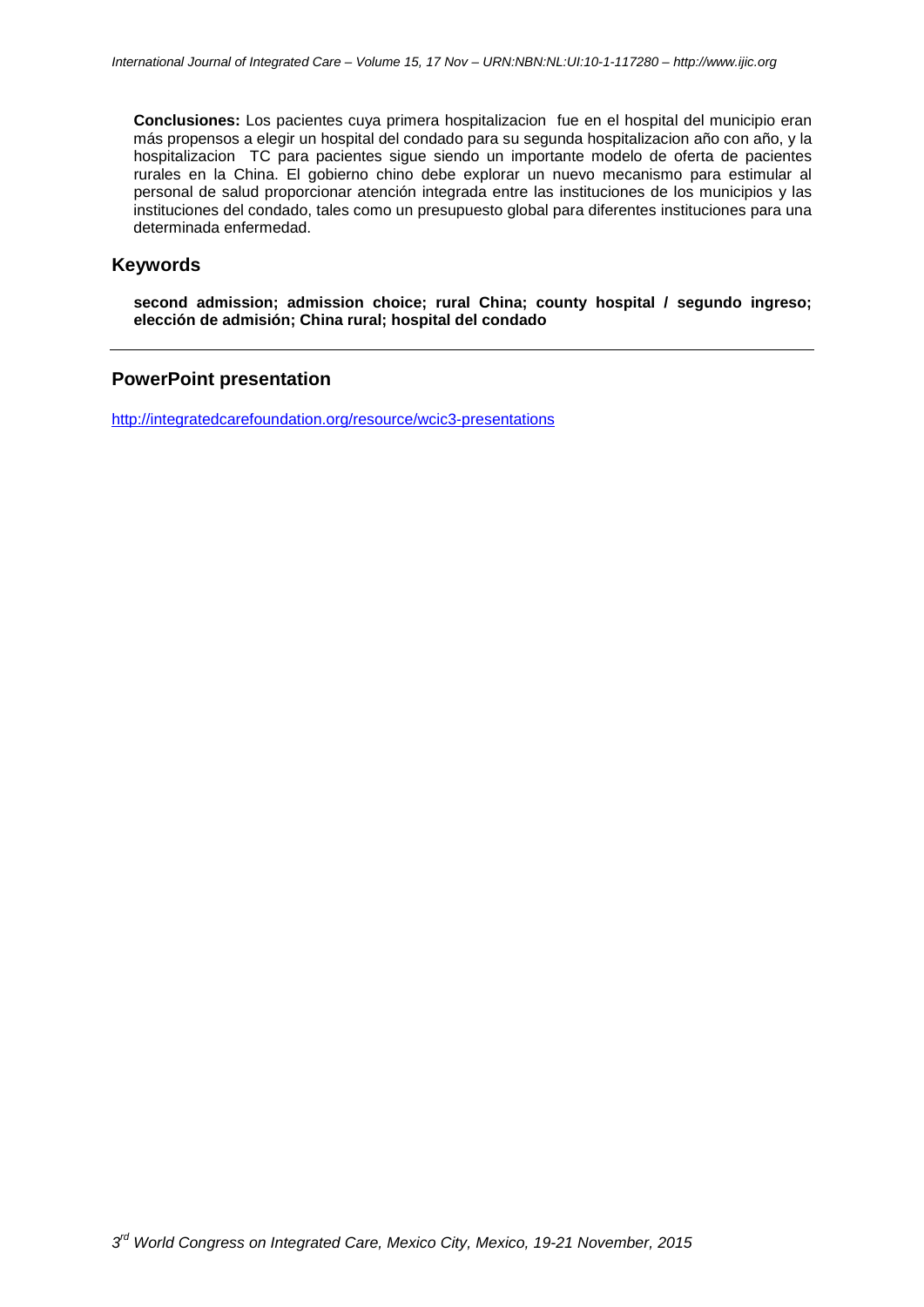**Conclusiones:** Los pacientes cuya primera hospitalizacion fue en el hospital del municipio eran más propensos a elegir un hospital del condado para su segunda hospitalizacion año con año, y la hospitalizacion TC para pacientes sigue siendo un importante modelo de oferta de pacientes rurales en la China. El gobierno chino debe explorar un nuevo mecanismo para estimular al personal de salud proporcionar atención integrada entre las instituciones de los municipios y las instituciones del condado, tales como un presupuesto global para diferentes instituciones para una determinada enfermedad.

## Keywords

**second admission; admission choice; rural China; county hospital / segundo ingreso; elección de admisión; China rural; hospital del condado**

---

## PowerPoint presentation

http://integratedcarefoundation.org/resource/wcic3-presentations